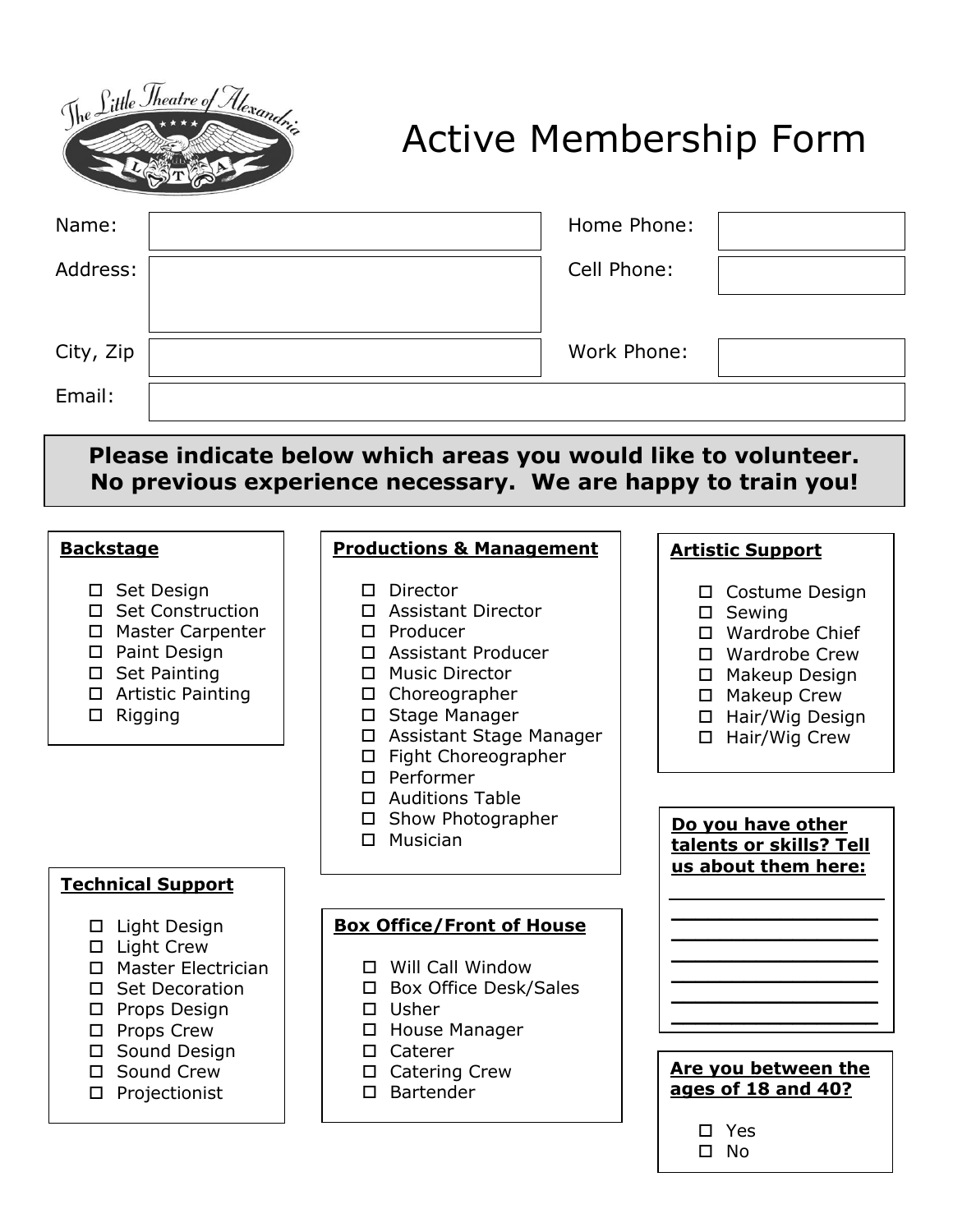# Active Membership Form

| | | | |
|---|---|---|---|
| Name: | | Home Phone: | |
| Address: | | Cell Phone: | |
| City, Zip | | Work Phone: | |
| Email: | | | |

**Please indicate below which areas you would like to volunteer. No previous experience necessary. We are happy to train you!**

**Backstage**

- ☐ Set Design
- ☐ Set Construction
- ☐ Master Carpenter
- ☐ Paint Design
- ☐ Set Painting
- ☐ Artistic Painting
- ☐ Rigging

**Productions & Management**

- ☐ Director
- ☐ Assistant Director
- ☐ Producer
- ☐ Assistant Producer
- ☐ Music Director
- ☐ Choreographer
- ☐ Stage Manager
- ☐ Assistant Stage Manager
- ☐ Fight Choreographer
- ☐ Performer
- ☐ Auditions Table
- ☐ Show Photographer
- ☐ Musician

**Artistic Support**

- ☐ Costume Design
- ☐ Sewing
- ☐ Wardrobe Chief
- ☐ Wardrobe Crew
- ☐ Makeup Design
- ☐ Makeup Crew
- ☐ Hair/Wig Design
- ☐ Hair/Wig Crew

**Technical Support**

- ☐ Light Design
- ☐ Light Crew
- ☐ Master Electrician
- ☐ Set Decoration
- ☐ Props Design
- ☐ Props Crew
- ☐ Sound Design
- ☐ Sound Crew
- ☐ Projectionist

**Box Office/Front of House**

- ☐ Will Call Window
- ☐ Box Office Desk/Sales
- ☐ Usher
- ☐ House Manager
- ☐ Caterer
- ☐ Catering Crew
- ☐ Bartender

**Do you have other talents or skills? Tell us about them here:**

____________________
____________________
____________________
____________________
____________________
____________________
____________________

**Are you between the ages of 18 and 40?**

- ☐ Yes
- ☐ No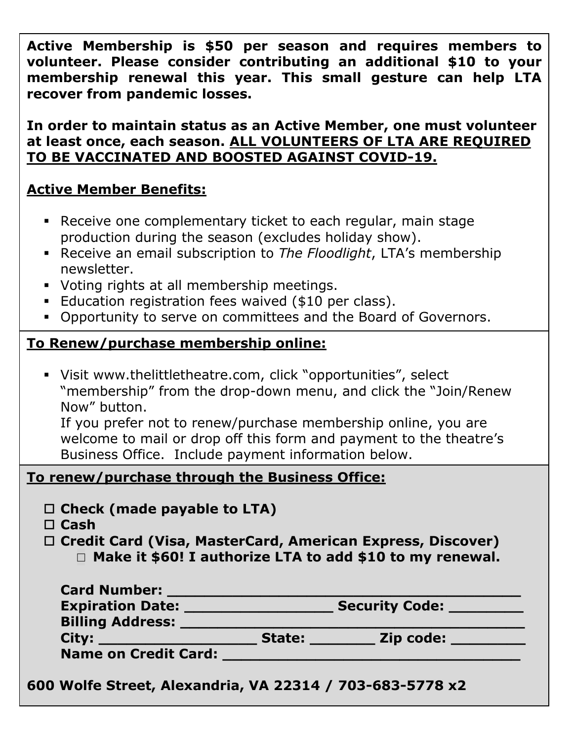**Active Membership is $50 per season and requires members to volunteer. Please consider contributing an additional $10 to your membership renewal this year. This small gesture can help LTA recover from pandemic losses.**

**In order to maintain status as an Active Member, one must volunteer at least once, each season. <u>ALL VOLUNTEERS OF LTA ARE REQUIRED TO BE VACCINATED AND BOOSTED AGAINST COVID-19.</u>**

**<u>Active Member Benefits:</u>**

- Receive one complementary ticket to each regular, main stage production during the season (excludes holiday show).
- Receive an email subscription to *The Floodlight*, LTA's membership newsletter.
- Voting rights at all membership meetings.
- Education registration fees waived ($10 per class).
- Opportunity to serve on committees and the Board of Governors.

**<u>To Renew/purchase membership online:</u>**

- Visit www.thelittletheatre.com, click "opportunities", select "membership" from the drop-down menu, and click the "Join/Renew Now" button.
  If you prefer not to renew/purchase membership online, you are welcome to mail or drop off this form and payment to the theatre's Business Office. Include payment information below.

**<u>To renew/purchase through the Business Office:</u>**

- ☐ **Check (made payable to LTA)**
- ☐ **Cash**
- ☐ **Credit Card (Visa, MasterCard, American Express, Discover)**
  - ☐ **Make it $60! I authorize LTA to add $10 to my renewal.**

**Card Number:** ________________________________________

**Expiration Date:** ________________ **Security Code:** ________

**Billing Address:** ______________________________________

**City:** __________________ **State:** _______ **Zip code:** ________

**Name on Credit Card:** __________________________________

**600 Wolfe Street, Alexandria, VA 22314 / 703-683-5778 x2**